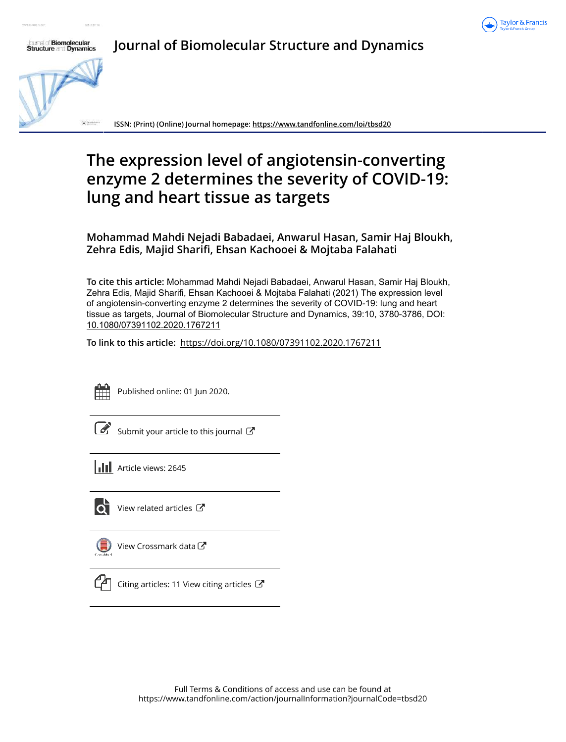# Journal of Biomolecular Structure and Dynamics

ISSN: (Print) (Online) Journal homepage: https://www.tandfonline.com/loi/tbsd20

# The expression level of angiotensin-converting enzyme 2 determines the severity of COVID-19: lung and heart tissue as targets

**Mohammad Mahdi Nejadi Babadaei, Anwarul Hasan, Samir Haj Bloukh, Zehra Edis, Majid Sharifi, Ehsan Kachooei & Mojtaba Falahati**

**To cite this article:** Mohammad Mahdi Nejadi Babadaei, Anwarul Hasan, Samir Haj Bloukh, Zehra Edis, Majid Sharifi, Ehsan Kachooei & Mojtaba Falahati (2021) The expression level of angiotensin-converting enzyme 2 determines the severity of COVID-19: lung and heart tissue as targets, Journal of Biomolecular Structure and Dynamics, 39:10, 3780-3786, DOI: 10.1080/07391102.2020.1767211

**To link to this article:** https://doi.org/10.1080/07391102.2020.1767211

Published online: 01 Jun 2020.

Submit your article to this journal

Article views: 2645

View related articles

View Crossmark data

Citing articles: 11 View citing articles

Full Terms & Conditions of access and use can be found at https://www.tandfonline.com/action/journalInformation?journalCode=tbsd20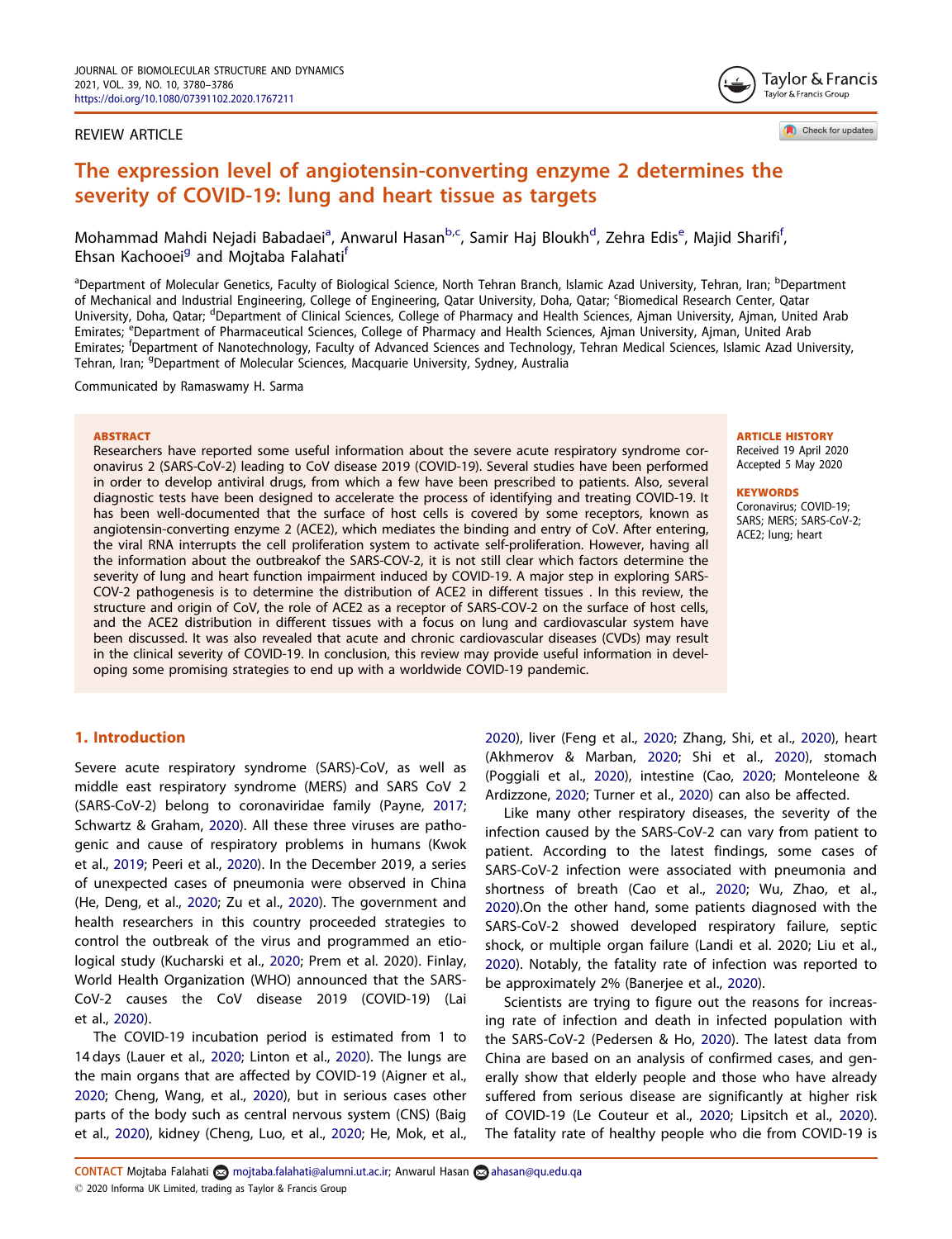# The expression level of angiotensin-converting enzyme 2 determines the severity of COVID-19: lung and heart tissue as targets

Mohammad Mahdi Nejadi Babadaei[a], Anwarul Hasan[b,c], Samir Haj Bloukh[d], Zehra Edis[e], Majid Sharifi[f], Ehsan Kachooei[g] and Mojtaba Falahati[f]

[a]Department of Molecular Genetics, Faculty of Biological Science, North Tehran Branch, Islamic Azad University, Tehran, Iran; [b]Department of Mechanical and Industrial Engineering, College of Engineering, Qatar University, Doha, Qatar; [c]Biomedical Research Center, Qatar University, Doha, Qatar; [d]Department of Clinical Sciences, College of Pharmacy and Health Sciences, Ajman University, Ajman, United Arab Emirates; [e]Department of Pharmaceutical Sciences, College of Pharmacy and Health Sciences, Ajman University, Ajman, United Arab Emirates; [f]Department of Nanotechnology, Faculty of Advanced Sciences and Technology, Tehran Medical Sciences, Islamic Azad University, Tehran, Iran; [g]Department of Molecular Sciences, Macquarie University, Sydney, Australia

Communicated by Ramaswamy H. Sarma

REVIEW ARTICLE

**ABSTRACT**

Researchers have reported some useful information about the severe acute respiratory syndrome coronavirus 2 (SARS-CoV-2) leading to CoV disease 2019 (COVID-19). Several studies have been performed in order to develop antiviral drugs, from which a few have been prescribed to patients. Also, several diagnostic tests have been designed to accelerate the process of identifying and treating COVID-19. It has been well-documented that the surface of host cells is covered by some receptors, known as angiotensin-converting enzyme 2 (ACE2), which mediates the binding and entry of CoV. After entering, the viral RNA interrupts the cell proliferation system to activate self-proliferation. However, having all the information about the outbreakof the SARS-COV-2, it is not still clear which factors determine the severity of lung and heart function impairment induced by COVID-19. A major step in exploring SARS-COV-2 pathogenesis is to determine the distribution of ACE2 in different tissues . In this review, the structure and origin of CoV, the role of ACE2 as a receptor of SARS-COV-2 on the surface of host cells, and the ACE2 distribution in different tissues with a focus on lung and cardiovascular system have been discussed. It was also revealed that acute and chronic cardiovascular diseases (CVDs) may result in the clinical severity of COVID-19. In conclusion, this review may provide useful information in developing some promising strategies to end up with a worldwide COVID-19 pandemic.

**ARTICLE HISTORY**

Received 19 April 2020
Accepted 5 May 2020

**KEYWORDS**

Coronavirus; COVID-19; SARS; MERS; SARS-CoV-2; ACE2; lung; heart

## 1. Introduction

Severe acute respiratory syndrome (SARS)-CoV, as well as middle east respiratory syndrome (MERS) and SARS CoV 2 (SARS-CoV-2) belong to coronaviridae family (Payne, 2017; Schwartz & Graham, 2020). All these three viruses are pathogenic and cause of respiratory problems in humans (Kwok et al., 2019; Peeri et al., 2020). In the December 2019, a series of unexpected cases of pneumonia were observed in China (He, Deng, et al., 2020; Zu et al., 2020). The government and health researchers in this country proceeded strategies to control the outbreak of the virus and programmed an etiological study (Kucharski et al., 2020; Prem et al. 2020). Finlay, World Health Organization (WHO) announced that the SARS-CoV-2 causes the CoV disease 2019 (COVID-19) (Lai et al., 2020).

The COVID-19 incubation period is estimated from 1 to 14 days (Lauer et al., 2020; Linton et al., 2020). The lungs are the main organs that are affected by COVID-19 (Aigner et al., 2020; Cheng, Wang, et al., 2020), but in serious cases other parts of the body such as central nervous system (CNS) (Baig et al., 2020), kidney (Cheng, Luo, et al., 2020; He, Mok, et al., 2020), liver (Feng et al., 2020; Zhang, Shi, et al., 2020), heart (Akhmerov & Marban, 2020; Shi et al., 2020), stomach (Poggiali et al., 2020), intestine (Cao, 2020; Monteleone & Ardizzone, 2020; Turner et al., 2020) can also be affected.

Like many other respiratory diseases, the severity of the infection caused by the SARS-CoV-2 can vary from patient to patient. According to the latest findings, some cases of SARS-CoV-2 infection were associated with pneumonia and shortness of breath (Cao et al., 2020; Wu, Zhao, et al., 2020).On the other hand, some patients diagnosed with the SARS-CoV-2 showed developed respiratory failure, septic shock, or multiple organ failure (Landi et al. 2020; Liu et al., 2020). Notably, the fatality rate of infection was reported to be approximately 2% (Banerjee et al., 2020).

Scientists are trying to figure out the reasons for increasing rate of infection and death in infected population with the SARS-CoV-2 (Pedersen & Ho, 2020). The latest data from China are based on an analysis of confirmed cases, and generally show that elderly people and those who have already suffered from serious disease are significantly at higher risk of COVID-19 (Le Couteur et al., 2020; Lipsitch et al., 2020). The fatality rate of healthy people who die from COVID-19 is

CONTACT Mojtaba Falahati mojtaba.falahati@alumni.ut.ac.ir; Anwarul Hasan ahasan@qu.edu.qa

© 2020 Informa UK Limited, trading as Taylor & Francis Group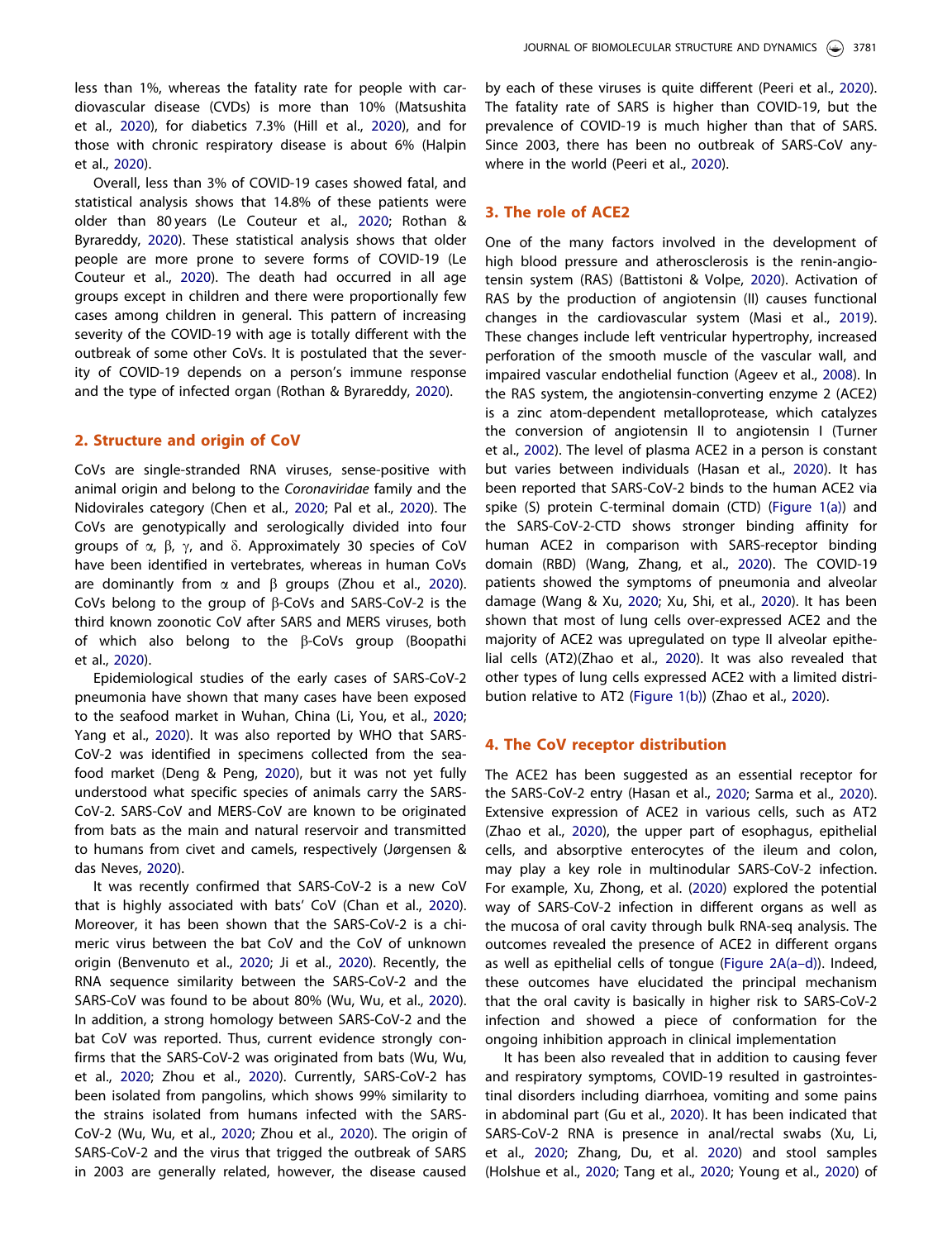less than 1%, whereas the fatality rate for people with cardiovascular disease (CVDs) is more than 10% (Matsushita et al., 2020), for diabetics 7.3% (Hill et al., 2020), and for those with chronic respiratory disease is about 6% (Halpin et al., 2020).

Overall, less than 3% of COVID-19 cases showed fatal, and statistical analysis shows that 14.8% of these patients were older than 80 years (Le Couteur et al., 2020; Rothan & Byrareddy, 2020). These statistical analysis shows that older people are more prone to severe forms of COVID-19 (Le Couteur et al., 2020). The death had occurred in all age groups except in children and there were proportionally few cases among children in general. This pattern of increasing severity of the COVID-19 with age is totally different with the outbreak of some other CoVs. It is postulated that the severity of COVID-19 depends on a person's immune response and the type of infected organ (Rothan & Byrareddy, 2020).

## 2. Structure and origin of CoV

CoVs are single-stranded RNA viruses, sense-positive with animal origin and belong to the *Coronaviridae* family and the Nidovirales category (Chen et al., 2020; Pal et al., 2020). The CoVs are genotypically and serologically divided into four groups of α, β, γ, and δ. Approximately 30 species of CoV have been identified in vertebrates, whereas in human CoVs are dominantly from α and β groups (Zhou et al., 2020). CoVs belong to the group of β-CoVs and SARS-CoV-2 is the third known zoonotic CoV after SARS and MERS viruses, both of which also belong to the β-CoVs group (Boopathi et al., 2020).

Epidemiological studies of the early cases of SARS-CoV-2 pneumonia have shown that many cases have been exposed to the seafood market in Wuhan, China (Li, You, et al., 2020; Yang et al., 2020). It was also reported by WHO that SARS-CoV-2 was identified in specimens collected from the seafood market (Deng & Peng, 2020), but it was not yet fully understood what specific species of animals carry the SARS-CoV-2. SARS-CoV and MERS-CoV are known to be originated from bats as the main and natural reservoir and transmitted to humans from civet and camels, respectively (Jørgensen & das Neves, 2020).

It was recently confirmed that SARS-CoV-2 is a new CoV that is highly associated with bats' CoV (Chan et al., 2020). Moreover, it has been shown that the SARS-CoV-2 is a chimeric virus between the bat CoV and the CoV of unknown origin (Benvenuto et al., 2020; Ji et al., 2020). Recently, the RNA sequence similarity between the SARS-CoV-2 and the SARS-CoV was found to be about 80% (Wu, Wu, et al., 2020). In addition, a strong homology between SARS-CoV-2 and the bat CoV was reported. Thus, current evidence strongly confirms that the SARS-CoV-2 was originated from bats (Wu, Wu, et al., 2020; Zhou et al., 2020). Currently, SARS-CoV-2 has been isolated from pangolins, which shows 99% similarity to the strains isolated from humans infected with the SARS-CoV-2 (Wu, Wu, et al., 2020; Zhou et al., 2020). The origin of SARS-CoV-2 and the virus that trigged the outbreak of SARS in 2003 are generally related, however, the disease caused by each of these viruses is quite different (Peeri et al., 2020). The fatality rate of SARS is higher than COVID-19, but the prevalence of COVID-19 is much higher than that of SARS. Since 2003, there has been no outbreak of SARS-CoV anywhere in the world (Peeri et al., 2020).

## 3. The role of ACE2

One of the many factors involved in the development of high blood pressure and atherosclerosis is the renin-angiotensin system (RAS) (Battistoni & Volpe, 2020). Activation of RAS by the production of angiotensin (II) causes functional changes in the cardiovascular system (Masi et al., 2019). These changes include left ventricular hypertrophy, increased perforation of the smooth muscle of the vascular wall, and impaired vascular endothelial function (Ageev et al., 2008). In the RAS system, the angiotensin-converting enzyme 2 (ACE2) is a zinc atom-dependent metalloprotease, which catalyzes the conversion of angiotensin II to angiotensin I (Turner et al., 2002). The level of plasma ACE2 in a person is constant but varies between individuals (Hasan et al., 2020). It has been reported that SARS-CoV-2 binds to the human ACE2 via spike (S) protein C-terminal domain (CTD) (Figure 1(a)) and the SARS-CoV-2-CTD shows stronger binding affinity for human ACE2 in comparison with SARS-receptor binding domain (RBD) (Wang, Zhang, et al., 2020). The COVID-19 patients showed the symptoms of pneumonia and alveolar damage (Wang & Xu, 2020; Xu, Shi, et al., 2020). It has been shown that most of lung cells over-expressed ACE2 and the majority of ACE2 was upregulated on type II alveolar epithelial cells (AT2)(Zhao et al., 2020). It was also revealed that other types of lung cells expressed ACE2 with a limited distribution relative to AT2 (Figure 1(b)) (Zhao et al., 2020).

## 4. The CoV receptor distribution

The ACE2 has been suggested as an essential receptor for the SARS-CoV-2 entry (Hasan et al., 2020; Sarma et al., 2020). Extensive expression of ACE2 in various cells, such as AT2 (Zhao et al., 2020), the upper part of esophagus, epithelial cells, and absorptive enterocytes of the ileum and colon, may play a key role in multinodular SARS-CoV-2 infection. For example, Xu, Zhong, et al. (2020) explored the potential way of SARS-CoV-2 infection in different organs as well as the mucosa of oral cavity through bulk RNA-seq analysis. The outcomes revealed the presence of ACE2 in different organs as well as epithelial cells of tongue (Figure 2A(a–d)). Indeed, these outcomes have elucidated the principal mechanism that the oral cavity is basically in higher risk to SARS-CoV-2 infection and showed a piece of conformation for the ongoing inhibition approach in clinical implementation

It has been also revealed that in addition to causing fever and respiratory symptoms, COVID-19 resulted in gastrointestinal disorders including diarrhoea, vomiting and some pains in abdominal part (Gu et al., 2020). It has been indicated that SARS-CoV-2 RNA is presence in anal/rectal swabs (Xu, Li, et al., 2020; Zhang, Du, et al. 2020) and stool samples (Holshue et al., 2020; Tang et al., 2020; Young et al., 2020) of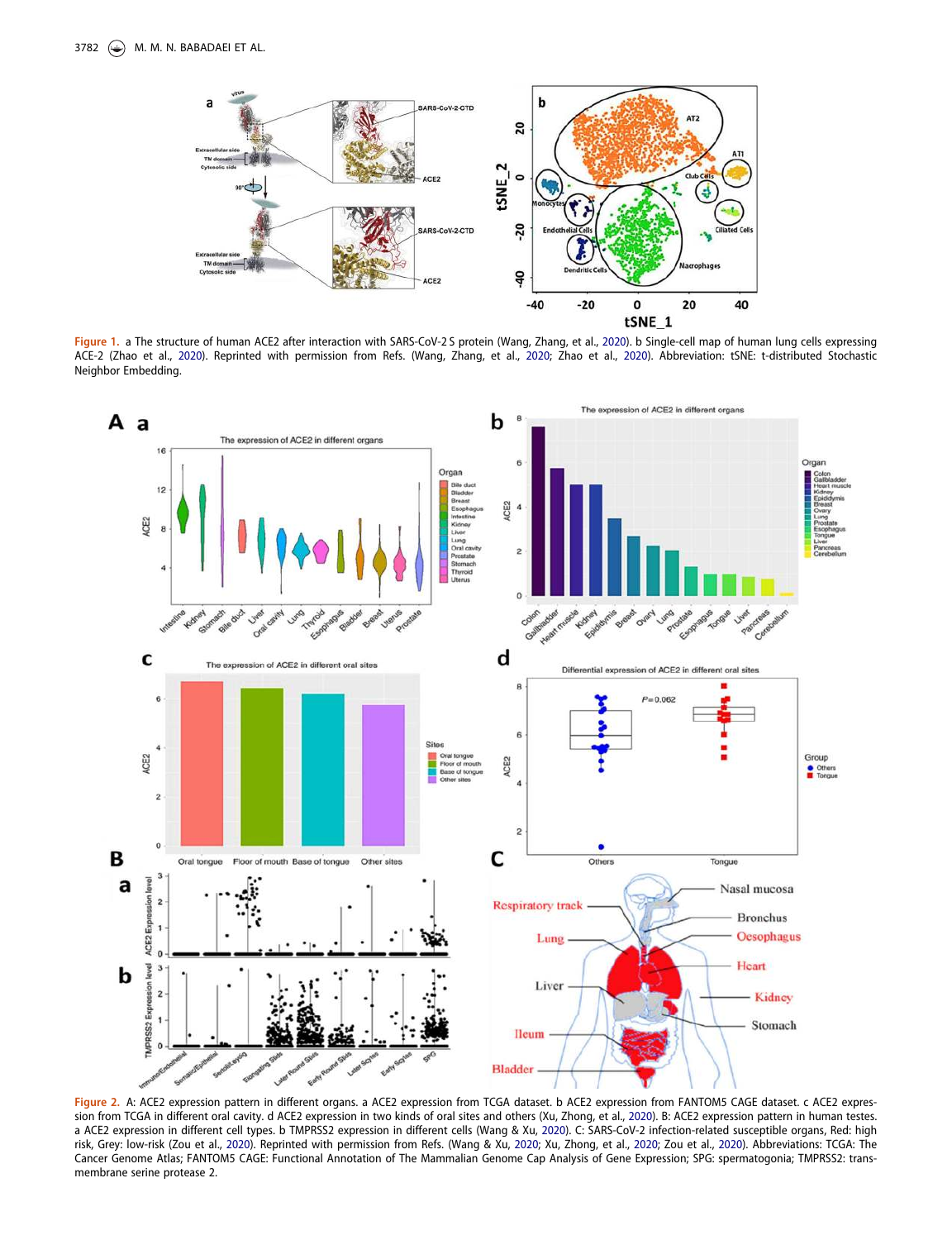**Figure 1.** a The structure of human ACE2 after interaction with SARS-CoV-2 S protein (Wang, Zhang, et al., 2020). b Single-cell map of human lung cells expressing ACE-2 (Zhao et al., 2020). Reprinted with permission from Refs. (Wang, Zhang, et al., 2020; Zhao et al., 2020). Abbreviation: tSNE: t-distributed Stochastic Neighbor Embedding.

**Figure 2.** A: ACE2 expression pattern in different organs. a ACE2 expression from TCGA dataset. b ACE2 expression from FANTOM5 CAGE dataset. c ACE2 expression from TCGA in different oral cavity. d ACE2 expression in two kinds of oral sites and others (Xu, Zhong, et al., 2020). B: ACE2 expression pattern in human testes. a ACE2 expression in different cell types. b TMPRSS2 expression in different cells (Wang & Xu, 2020). C: SARS-CoV-2 infection-related susceptible organs, Red: high risk, Grey: low-risk (Zou et al., 2020). Reprinted with permission from Refs. (Wang & Xu, 2020; Xu, Zhong, et al., 2020; Zou et al., 2020). Abbreviations: TCGA: The Cancer Genome Atlas; FANTOM5 CAGE: Functional Annotation of The Mammalian Genome Cap Analysis of Gene Expression; SPG: spermatogonia; TMPRSS2: transmembrane serine protease 2.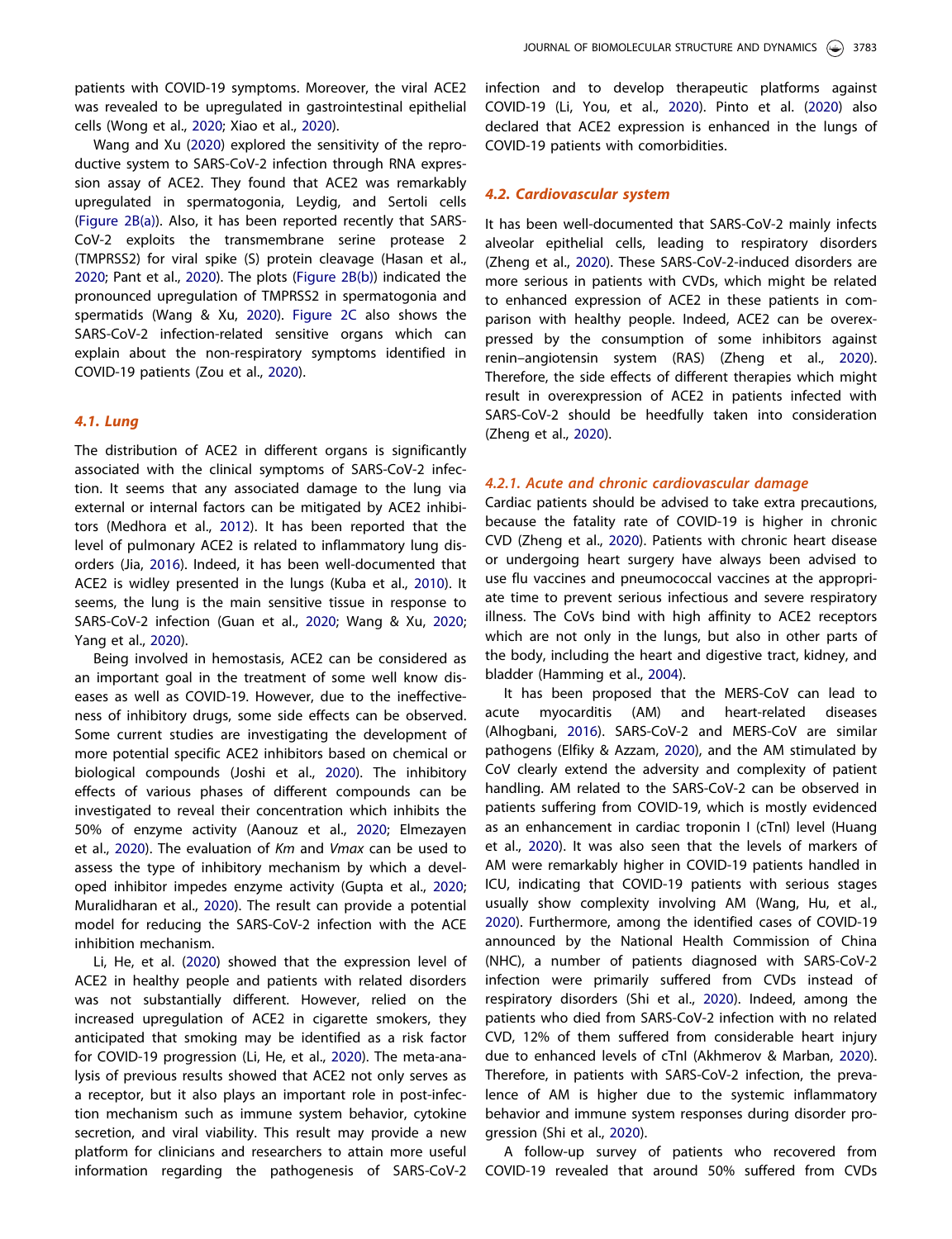patients with COVID-19 symptoms. Moreover, the viral ACE2 was revealed to be upregulated in gastrointestinal epithelial cells (Wong et al., 2020; Xiao et al., 2020).

Wang and Xu (2020) explored the sensitivity of the reproductive system to SARS-CoV-2 infection through RNA expression assay of ACE2. They found that ACE2 was remarkably upregulated in spermatogonia, Leydig, and Sertoli cells (Figure 2B(a)). Also, it has been reported recently that SARS-CoV-2 exploits the transmembrane serine protease 2 (TMPRSS2) for viral spike (S) protein cleavage (Hasan et al., 2020; Pant et al., 2020). The plots (Figure 2B(b)) indicated the pronounced upregulation of TMPRSS2 in spermatogonia and spermatids (Wang & Xu, 2020). Figure 2C also shows the SARS-CoV-2 infection-related sensitive organs which can explain about the non-respiratory symptoms identified in COVID-19 patients (Zou et al., 2020).

### 4.1. Lung

The distribution of ACE2 in different organs is significantly associated with the clinical symptoms of SARS-CoV-2 infection. It seems that any associated damage to the lung via external or internal factors can be mitigated by ACE2 inhibitors (Medhora et al., 2012). It has been reported that the level of pulmonary ACE2 is related to inflammatory lung disorders (Jia, 2016). Indeed, it has been well-documented that ACE2 is widley presented in the lungs (Kuba et al., 2010). It seems, the lung is the main sensitive tissue in response to SARS-CoV-2 infection (Guan et al., 2020; Wang & Xu, 2020; Yang et al., 2020).

Being involved in hemostasis, ACE2 can be considered as an important goal in the treatment of some well know diseases as well as COVID-19. However, due to the ineffectiveness of inhibitory drugs, some side effects can be observed. Some current studies are investigating the development of more potential specific ACE2 inhibitors based on chemical or biological compounds (Joshi et al., 2020). The inhibitory effects of various phases of different compounds can be investigated to reveal their concentration which inhibits the 50% of enzyme activity (Aanouz et al., 2020; Elmezayen et al., 2020). The evaluation of *Km* and *Vmax* can be used to assess the type of inhibitory mechanism by which a developed inhibitor impedes enzyme activity (Gupta et al., 2020; Muralidharan et al., 2020). The result can provide a potential model for reducing the SARS-CoV-2 infection with the ACE inhibition mechanism.

Li, He, et al. (2020) showed that the expression level of ACE2 in healthy people and patients with related disorders was not substantially different. However, relied on the increased upregulation of ACE2 in cigarette smokers, they anticipated that smoking may be identified as a risk factor for COVID-19 progression (Li, He, et al., 2020). The meta-analysis of previous results showed that ACE2 not only serves as a receptor, but it also plays an important role in post-infection mechanism such as immune system behavior, cytokine secretion, and viral viability. This result may provide a new platform for clinicians and researchers to attain more useful information regarding the pathogenesis of SARS-CoV-2 infection and to develop therapeutic platforms against COVID-19 (Li, You, et al., 2020). Pinto et al. (2020) also declared that ACE2 expression is enhanced in the lungs of COVID-19 patients with comorbidities.

### 4.2. Cardiovascular system

It has been well-documented that SARS-CoV-2 mainly infects alveolar epithelial cells, leading to respiratory disorders (Zheng et al., 2020). These SARS-CoV-2-induced disorders are more serious in patients with CVDs, which might be related to enhanced expression of ACE2 in these patients in comparison with healthy people. Indeed, ACE2 can be overexpressed by the consumption of some inhibitors against renin–angiotensin system (RAS) (Zheng et al., 2020). Therefore, the side effects of different therapies which might result in overexpression of ACE2 in patients infected with SARS-CoV-2 should be heedfully taken into consideration (Zheng et al., 2020).

#### 4.2.1. Acute and chronic cardiovascular damage

Cardiac patients should be advised to take extra precautions, because the fatality rate of COVID-19 is higher in chronic CVD (Zheng et al., 2020). Patients with chronic heart disease or undergoing heart surgery have always been advised to use flu vaccines and pneumococcal vaccines at the appropriate time to prevent serious infectious and severe respiratory illness. The CoVs bind with high affinity to ACE2 receptors which are not only in the lungs, but also in other parts of the body, including the heart and digestive tract, kidney, and bladder (Hamming et al., 2004).

It has been proposed that the MERS-CoV can lead to acute myocarditis (AM) and heart-related diseases (Alhogbani, 2016). SARS-CoV-2 and MERS-CoV are similar pathogens (Elfiky & Azzam, 2020), and the AM stimulated by CoV clearly extend the adversity and complexity of patient handling. AM related to the SARS-CoV-2 can be observed in patients suffering from COVID-19, which is mostly evidenced as an enhancement in cardiac troponin I (cTnI) level (Huang et al., 2020). It was also seen that the levels of markers of AM were remarkably higher in COVID-19 patients handled in ICU, indicating that COVID-19 patients with serious stages usually show complexity involving AM (Wang, Hu, et al., 2020). Furthermore, among the identified cases of COVID-19 announced by the National Health Commission of China (NHC), a number of patients diagnosed with SARS-CoV-2 infection were primarily suffered from CVDs instead of respiratory disorders (Shi et al., 2020). Indeed, among the patients who died from SARS-CoV-2 infection with no related CVD, 12% of them suffered from considerable heart injury due to enhanced levels of cTnI (Akhmerov & Marban, 2020). Therefore, in patients with SARS-CoV-2 infection, the prevalence of AM is higher due to the systemic inflammatory behavior and immune system responses during disorder progression (Shi et al., 2020).

A follow-up survey of patients who recovered from COVID-19 revealed that around 50% suffered from CVDs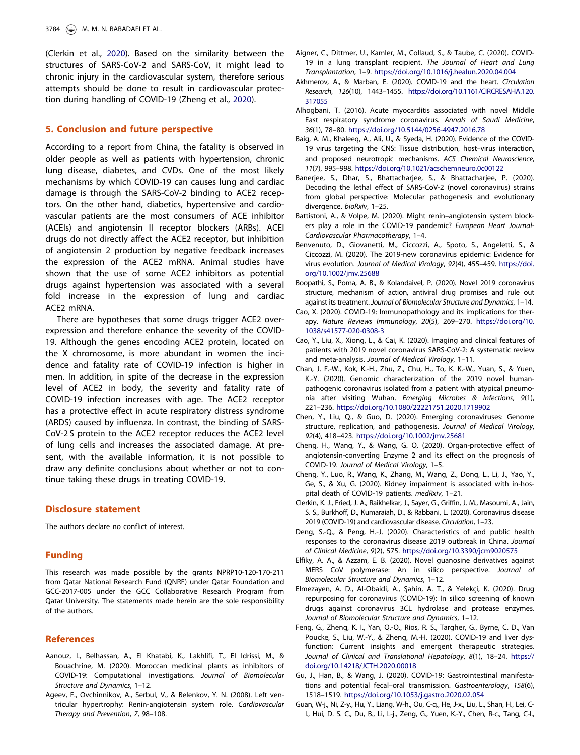(Clerkin et al., 2020). Based on the similarity between the structures of SARS-CoV-2 and SARS-CoV, it might lead to chronic injury in the cardiovascular system, therefore serious attempts should be done to result in cardiovascular protection during handling of COVID-19 (Zheng et al., 2020).

## 5. Conclusion and future perspective

According to a report from China, the fatality is observed in older people as well as patients with hypertension, chronic lung disease, diabetes, and CVDs. One of the most likely mechanisms by which COVID-19 can causes lung and cardiac damage is through the SARS-CoV-2 binding to ACE2 receptors. On the other hand, diabetics, hypertensive and cardiovascular patients are the most consumers of ACE inhibitor (ACEIs) and angiotensin II receptor blockers (ARBs). ACEI drugs do not directly affect the ACE2 receptor, but inhibition of angiotensin 2 production by negative feedback increases the expression of the ACE2 mRNA. Animal studies have shown that the use of some ACE2 inhibitors as potential drugs against hypertension was associated with a several fold increase in the expression of lung and cardiac ACE2 mRNA.

There are hypotheses that some drugs trigger ACE2 overexpression and therefore enhance the severity of the COVID-19. Although the genes encoding ACE2 protein, located on the X chromosome, is more abundant in women the incidence and fatality rate of COVID-19 infection is higher in men. In addition, in spite of the decrease in the expression level of ACE2 in body, the severity and fatality rate of COVID-19 infection increases with age. The ACE2 receptor has a protective effect in acute respiratory distress syndrome (ARDS) caused by influenza. In contrast, the binding of SARS-CoV-2 S protein to the ACE2 receptor reduces the ACE2 level of lung cells and increases the associated damage. At present, with the available information, it is not possible to draw any definite conclusions about whether or not to continue taking these drugs in treating COVID-19.

## Disclosure statement

The authors declare no conflict of interest.

## Funding

This research was made possible by the grants NPRP10-120-170-211 from Qatar National Research Fund (QNRF) under Qatar Foundation and GCC-2017-005 under the GCC Collaborative Research Program from Qatar University. The statements made herein are the sole responsibility of the authors.

## References

Aanouz, I., Belhassan, A., El Khatabi, K., Lakhlifi, T., El Idrissi, M., & Bouachrine, M. (2020). Moroccan medicinal plants as inhibitors of COVID-19: Computational investigations. *Journal of Biomolecular Structure and Dynamics*, 1–12.

Ageev, F., Ovchinnikov, A., Serbul, V., & Belenkov, Y. N. (2008). Left ventricular hypertrophy: Renin-angiotensin system role. *Cardiovascular Therapy and Prevention*, *7*, 98–108.

Aigner, C., Dittmer, U., Kamler, M., Collaud, S., & Taube, C. (2020). COVID-19 in a lung transplant recipient. *The Journal of Heart and Lung Transplantation*, 1–9. https://doi.org/10.1016/j.healun.2020.04.004

Akhmerov, A., & Marban, E. (2020). COVID-19 and the heart. *Circulation Research*, *126*(10), 1443–1455. https://doi.org/10.1161/CIRCRESAHA.120.317055

Alhogbani, T. (2016). Acute myocarditis associated with novel Middle East respiratory syndrome coronavirus. *Annals of Saudi Medicine*, *36*(1), 78–80. https://doi.org/10.5144/0256-4947.2016.78

Baig, A. M., Khaleeq, A., Ali, U., & Syeda, H. (2020). Evidence of the COVID-19 virus targeting the CNS: Tissue distribution, host–virus interaction, and proposed neurotropic mechanisms. *ACS Chemical Neuroscience*, *11*(7), 995–998. https://doi.org/10.1021/acschemneuro.0c00122

Banerjee, S., Dhar, S., Bhattacharjee, S., & Bhattacharjee, P. (2020). Decoding the lethal effect of SARS-CoV-2 (novel coronavirus) strains from global perspective: Molecular pathogenesis and evolutionary divergence. *bioRxiv*, 1–25.

Battistoni, A., & Volpe, M. (2020). Might renin–angiotensin system blockers play a role in the COVID-19 pandemic? *European Heart Journal-Cardiovascular Pharmacotherapy*, 1–4.

Benvenuto, D., Giovanetti, M., Ciccozzi, A., Spoto, S., Angeletti, S., & Ciccozzi, M. (2020). The 2019-new coronavirus epidemic: Evidence for virus evolution. *Journal of Medical Virology*, *92*(4), 455–459. https://doi.org/10.1002/jmv.25688

Boopathi, S., Poma, A. B., & Kolandaivel, P. (2020). Novel 2019 coronavirus structure, mechanism of action, antiviral drug promises and rule out against its treatment. *Journal of Biomolecular Structure and Dynamics*, 1–14.

Cao, X. (2020). COVID-19: Immunopathology and its implications for therapy. *Nature Reviews Immunology*, *20*(5), 269–270. https://doi.org/10.1038/s41577-020-0308-3

Cao, Y., Liu, X., Xiong, L., & Cai, K. (2020). Imaging and clinical features of patients with 2019 novel coronavirus SARS-CoV-2: A systematic review and meta-analysis. *Journal of Medical Virology*, 1–11.

Chan, J. F.-W., Kok, K.-H., Zhu, Z., Chu, H., To, K. K.-W., Yuan, S., & Yuen, K.-Y. (2020). Genomic characterization of the 2019 novel human-pathogenic coronavirus isolated from a patient with atypical pneumonia after visiting Wuhan. *Emerging Microbes & Infections*, *9*(1), 221–236. https://doi.org/10.1080/22221751.2020.1719902

Chen, Y., Liu, Q., & Guo, D. (2020). Emerging coronaviruses: Genome structure, replication, and pathogenesis. *Journal of Medical Virology*, *92*(4), 418–423. https://doi.org/10.1002/jmv.25681

Cheng, H., Wang, Y., & Wang, G. Q. (2020). Organ-protective effect of angiotensin-converting Enzyme 2 and its effect on the prognosis of COVID-19. *Journal of Medical Virology*, 1–5.

Cheng, Y., Luo, R., Wang, K., Zhang, M., Wang, Z., Dong, L., Li, J., Yao, Y., Ge, S., & Xu, G. (2020). Kidney impairment is associated with in-hospital death of COVID-19 patients. *medRxiv*, 1–21.

Clerkin, K. J., Fried, J. A., Raikhelkar, J., Sayer, G., Griffin, J. M., Masoumi, A., Jain, S. S., Burkhoff, D., Kumaraiah, D., & Rabbani, L. (2020). Coronavirus disease 2019 (COVID-19) and cardiovascular disease. *Circulation*, 1–23.

Deng, S.-Q., & Peng, H.-J. (2020). Characteristics of and public health responses to the coronavirus disease 2019 outbreak in China. *Journal of Clinical Medicine*, *9*(2), 575. https://doi.org/10.3390/jcm9020575

Elfiky, A. A., & Azzam, E. B. (2020). Novel guanosine derivatives against MERS CoV polymerase: An in silico perspective. *Journal of Biomolecular Structure and Dynamics*, 1–12.

Elmezayen, A. D., Al-Obaidi, A., Şahin, A. T., & Yelekçi, K. (2020). Drug repurposing for coronavirus (COVID-19): In silico screening of known drugs against coronavirus 3CL hydrolase and protease enzymes. *Journal of Biomolecular Structure and Dynamics*, 1–12.

Feng, G., Zheng, K. I., Yan, Q.-Q., Rios, R. S., Targher, G., Byrne, C. D., Van Poucke, S., Liu, W.-Y., & Zheng, M.-H. (2020). COVID-19 and liver dysfunction: Current insights and emergent therapeutic strategies. *Journal of Clinical and Translational Hepatology*, *8*(1), 18–24. https://doi.org/10.14218/JCTH.2020.00018

Gu, J., Han, B., & Wang, J. (2020). COVID-19: Gastrointestinal manifestations and potential fecal–oral transmission. *Gastroenterology*, *158*(6), 1518–1519. https://doi.org/10.1053/j.gastro.2020.02.054

Guan, W-j., Ni, Z-y., Hu, Y., Liang, W-h., Ou, C-q., He, J-x., Liu, L., Shan, H., Lei, C-l., Hui, D. S. C., Du, B., Li, L-j., Zeng, G., Yuen, K.-Y., Chen, R-c., Tang, C-l.,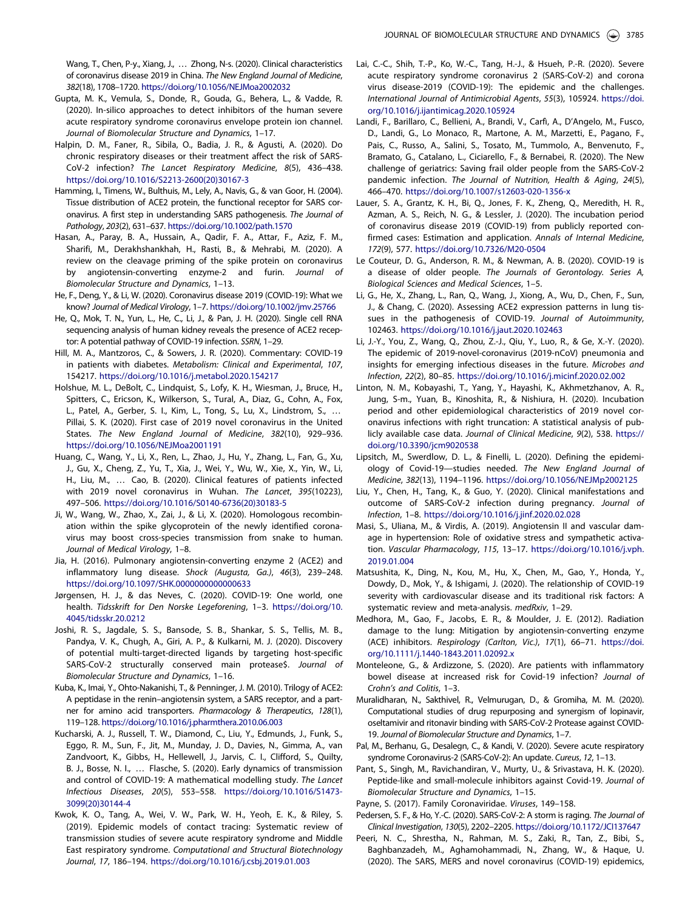Wang, T., Chen, P-y., Xiang, J., … Zhong, N-s. (2020). Clinical characteristics of coronavirus disease 2019 in China. *The New England Journal of Medicine*, *382*(18), 1708–1720. https://doi.org/10.1056/NEJMoa2002032

Gupta, M. K., Vemula, S., Donde, R., Gouda, G., Behera, L., & Vadde, R. (2020). In-silico approaches to detect inhibitors of the human severe acute respiratory syndrome coronavirus envelope protein ion channel. *Journal of Biomolecular Structure and Dynamics*, 1–17.

Halpin, D. M., Faner, R., Sibila, O., Badia, J. R., & Agusti, A. (2020). Do chronic respiratory diseases or their treatment affect the risk of SARS-CoV-2 infection? *The Lancet Respiratory Medicine*, *8*(5), 436–438. https://doi.org/10.1016/S2213-2600(20)30167-3

Hamming, I., Timens, W., Bulthuis, M., Lely, A., Navis, G., & van Goor, H. (2004). Tissue distribution of ACE2 protein, the functional receptor for SARS coronavirus. A first step in understanding SARS pathogenesis. *The Journal of Pathology*, *203*(2), 631–637. https://doi.org/10.1002/path.1570

Hasan, A., Paray, B. A., Hussain, A., Qadir, F. A., Attar, F., Aziz, F. M., Sharifi, M., Derakhshankhah, H., Rasti, B., & Mehrabi, M. (2020). A review on the cleavage priming of the spike protein on coronavirus by angiotensin-converting enzyme-2 and furin. *Journal of Biomolecular Structure and Dynamics*, 1–13.

He, F., Deng, Y., & Li, W. (2020). Coronavirus disease 2019 (COVID-19): What we know? *Journal of Medical Virology*, 1–7. https://doi.org/10.1002/jmv.25766

He, Q., Mok, T. N., Yun, L., He, C., Li, J., & Pan, J. H. (2020). Single cell RNA sequencing analysis of human kidney reveals the presence of ACE2 receptor: A potential pathway of COVID-19 infection. *SSRN*, 1–29.

Hill, M. A., Mantzoros, C., & Sowers, J. R. (2020). Commentary: COVID-19 in patients with diabetes. *Metabolism: Clinical and Experimental*, *107*, 154217. https://doi.org/10.1016/j.metabol.2020.154217

Holshue, M. L., DeBolt, C., Lindquist, S., Lofy, K. H., Wiesman, J., Bruce, H., Spitters, C., Ericson, K., Wilkerson, S., Tural, A., Diaz, G., Cohn, A., Fox, L., Patel, A., Gerber, S. I., Kim, L., Tong, S., Lu, X., Lindstrom, S., … Pillai, S. K. (2020). First case of 2019 novel coronavirus in the United States. *The New England Journal of Medicine*, *382*(10), 929–936. https://doi.org/10.1056/NEJMoa2001191

Huang, C., Wang, Y., Li, X., Ren, L., Zhao, J., Hu, Y., Zhang, L., Fan, G., Xu, J., Gu, X., Cheng, Z., Yu, T., Xia, J., Wei, Y., Wu, W., Xie, X., Yin, W., Li, H., Liu, M., … Cao, B. (2020). Clinical features of patients infected with 2019 novel coronavirus in Wuhan. *The Lancet*, *395*(10223), 497–506. https://doi.org/10.1016/S0140-6736(20)30183-5

Ji, W., Wang, W., Zhao, X., Zai, J., & Li, X. (2020). Homologous recombination within the spike glycoprotein of the newly identified coronavirus may boost cross-species transmission from snake to human. *Journal of Medical Virology*, 1–8.

Jia, H. (2016). Pulmonary angiotensin-converting enzyme 2 (ACE2) and inflammatory lung disease. *Shock (Augusta, Ga.)*, *46*(3), 239–248. https://doi.org/10.1097/SHK.0000000000000633

Jørgensen, H. J., & das Neves, C. (2020). COVID-19: One world, one health. *Tidsskrift for Den Norske Legeforening*, 1–3. https://doi.org/10.4045/tidsskr.20.0212

Joshi, R. S., Jagdale, S. S., Bansode, S. B., Shankar, S. S., Tellis, M. B., Pandya, V. K., Chugh, A., Giri, A. P., & Kulkarni, M. J. (2020). Discovery of potential multi-target-directed ligands by targeting host-specific SARS-CoV-2 structurally conserved main protease$. *Journal of Biomolecular Structure and Dynamics*, 1–16.

Kuba, K., Imai, Y., Ohto-Nakanishi, T., & Penninger, J. M. (2010). Trilogy of ACE2: A peptidase in the renin–angiotensin system, a SARS receptor, and a partner for amino acid transporters. *Pharmacology & Therapeutics*, *128*(1), 119–128. https://doi.org/10.1016/j.pharmthera.2010.06.003

Kucharski, A. J., Russell, T. W., Diamond, C., Liu, Y., Edmunds, J., Funk, S., Eggo, R. M., Sun, F., Jit, M., Munday, J. D., Davies, N., Gimma, A., van Zandvoort, K., Gibbs, H., Hellewell, J., Jarvis, C. I., Clifford, S., Quilty, B. J., Bosse, N. I., … Flasche, S. (2020). Early dynamics of transmission and control of COVID-19: A mathematical modelling study. *The Lancet Infectious Diseases*, *20*(5), 553–558. https://doi.org/10.1016/S1473-3099(20)30144-4

Kwok, K. O., Tang, A., Wei, V. W., Park, W. H., Yeoh, E. K., & Riley, S. (2019). Epidemic models of contact tracing: Systematic review of transmission studies of severe acute respiratory syndrome and Middle East respiratory syndrome. *Computational and Structural Biotechnology Journal*, *17*, 186–194. https://doi.org/10.1016/j.csbj.2019.01.003

Lai, C.-C., Shih, T.-P., Ko, W.-C., Tang, H.-J., & Hsueh, P.-R. (2020). Severe acute respiratory syndrome coronavirus 2 (SARS-CoV-2) and corona virus disease-2019 (COVID-19): The epidemic and the challenges. *International Journal of Antimicrobial Agents*, *55*(3), 105924. https://doi.org/10.1016/j.ijantimicag.2020.105924

Landi, F., Barillaro, C., Bellieni, A., Brandi, V., Carfì, A., D'Angelo, M., Fusco, D., Landi, G., Lo Monaco, R., Martone, A. M., Marzetti, E., Pagano, F., Pais, C., Russo, A., Salini, S., Tosato, M., Tummolo, A., Benvenuto, F., Bramato, G., Catalano, L., Ciciarello, F., & Bernabei, R. (2020). The New challenge of geriatrics: Saving frail older people from the SARS-CoV-2 pandemic infection. *The Journal of Nutrition, Health & Aging*, *24*(5), 466–470. https://doi.org/10.1007/s12603-020-1356-x

Lauer, S. A., Grantz, K. H., Bi, Q., Jones, F. K., Zheng, Q., Meredith, H. R., Azman, A. S., Reich, N. G., & Lessler, J. (2020). The incubation period of coronavirus disease 2019 (COVID-19) from publicly reported confirmed cases: Estimation and application. *Annals of Internal Medicine*, *172*(9), 577. https://doi.org/10.7326/M20-0504

Le Couteur, D. G., Anderson, R. M., & Newman, A. B. (2020). COVID-19 is a disease of older people. *The Journals of Gerontology. Series A, Biological Sciences and Medical Sciences*, 1–5.

Li, G., He, X., Zhang, L., Ran, Q., Wang, J., Xiong, A., Wu, D., Chen, F., Sun, J., & Chang, C. (2020). Assessing ACE2 expression patterns in lung tissues in the pathogenesis of COVID-19. *Journal of Autoimmunity*, 102463. https://doi.org/10.1016/j.jaut.2020.102463

Li, J.-Y., You, Z., Wang, Q., Zhou, Z.-J., Qiu, Y., Luo, R., & Ge, X.-Y. (2020). The epidemic of 2019-novel-coronavirus (2019-nCoV) pneumonia and insights for emerging infectious diseases in the future. *Microbes and Infection*, *22*(2), 80–85. https://doi.org/10.1016/j.micinf.2020.02.002

Linton, N. M., Kobayashi, T., Yang, Y., Hayashi, K., Akhmetzhanov, A. R., Jung, S-m., Yuan, B., Kinoshita, R., & Nishiura, H. (2020). Incubation period and other epidemiological characteristics of 2019 novel coronavirus infections with right truncation: A statistical analysis of publicly available case data. *Journal of Clinical Medicine*, *9*(2), 538. https://doi.org/10.3390/jcm9020538

Lipsitch, M., Swerdlow, D. L., & Finelli, L. (2020). Defining the epidemiology of Covid-19—studies needed. *The New England Journal of Medicine*, *382*(13), 1194–1196. https://doi.org/10.1056/NEJMp2002125

Liu, Y., Chen, H., Tang, K., & Guo, Y. (2020). Clinical manifestations and outcome of SARS-CoV-2 infection during pregnancy. *Journal of Infection*, 1–8. https://doi.org/10.1016/j.jinf.2020.02.028

Masi, S., Uliana, M., & Virdis, A. (2019). Angiotensin II and vascular damage in hypertension: Role of oxidative stress and sympathetic activation. *Vascular Pharmacology*, *115*, 13–17. https://doi.org/10.1016/j.vph.2019.01.004

Matsushita, K., Ding, N., Kou, M., Hu, X., Chen, M., Gao, Y., Honda, Y., Dowdy, D., Mok, Y., & Ishigami, J. (2020). The relationship of COVID-19 severity with cardiovascular disease and its traditional risk factors: A systematic review and meta-analysis. *medRxiv*, 1–29.

Medhora, M., Gao, F., Jacobs, E. R., & Moulder, J. E. (2012). Radiation damage to the lung: Mitigation by angiotensin-converting enzyme (ACE) inhibitors. *Respirology (Carlton, Vic.)*, *17*(1), 66–71. https://doi.org/10.1111/j.1440-1843.2011.02092.x

Monteleone, G., & Ardizzone, S. (2020). Are patients with inflammatory bowel disease at increased risk for Covid-19 infection? *Journal of Crohn's and Colitis*, 1–3.

Muralidharan, N., Sakthivel, R., Velmurugan, D., & Gromiha, M. M. (2020). Computational studies of drug repurposing and synergism of lopinavir, oseltamivir and ritonavir binding with SARS-CoV-2 Protease against COVID-19. *Journal of Biomolecular Structure and Dynamics*, 1–7.

Pal, M., Berhanu, G., Desalegn, C., & Kandi, V. (2020). Severe acute respiratory syndrome Coronavirus-2 (SARS-CoV-2): An update. *Cureus*, *12*, 1–13.

Pant, S., Singh, M., Ravichandiran, V., Murty, U., & Srivastava, H. K. (2020). Peptide-like and small-molecule inhibitors against Covid-19. *Journal of Biomolecular Structure and Dynamics*, 1–15.

Payne, S. (2017). Family Coronaviridae. *Viruses*, 149–158.

Pedersen, S. F., & Ho, Y.-C. (2020). SARS-CoV-2: A storm is raging. *The Journal of Clinical Investigation*, *130*(5), 2202–2205. https://doi.org/10.1172/JCI137647

Peeri, N. C., Shrestha, N., Rahman, M. S., Zaki, R., Tan, Z., Bibi, S., Baghbanzadeh, M., Aghamohammadi, N., Zhang, W., & Haque, U. (2020). The SARS, MERS and novel coronavirus (COVID-19) epidemics,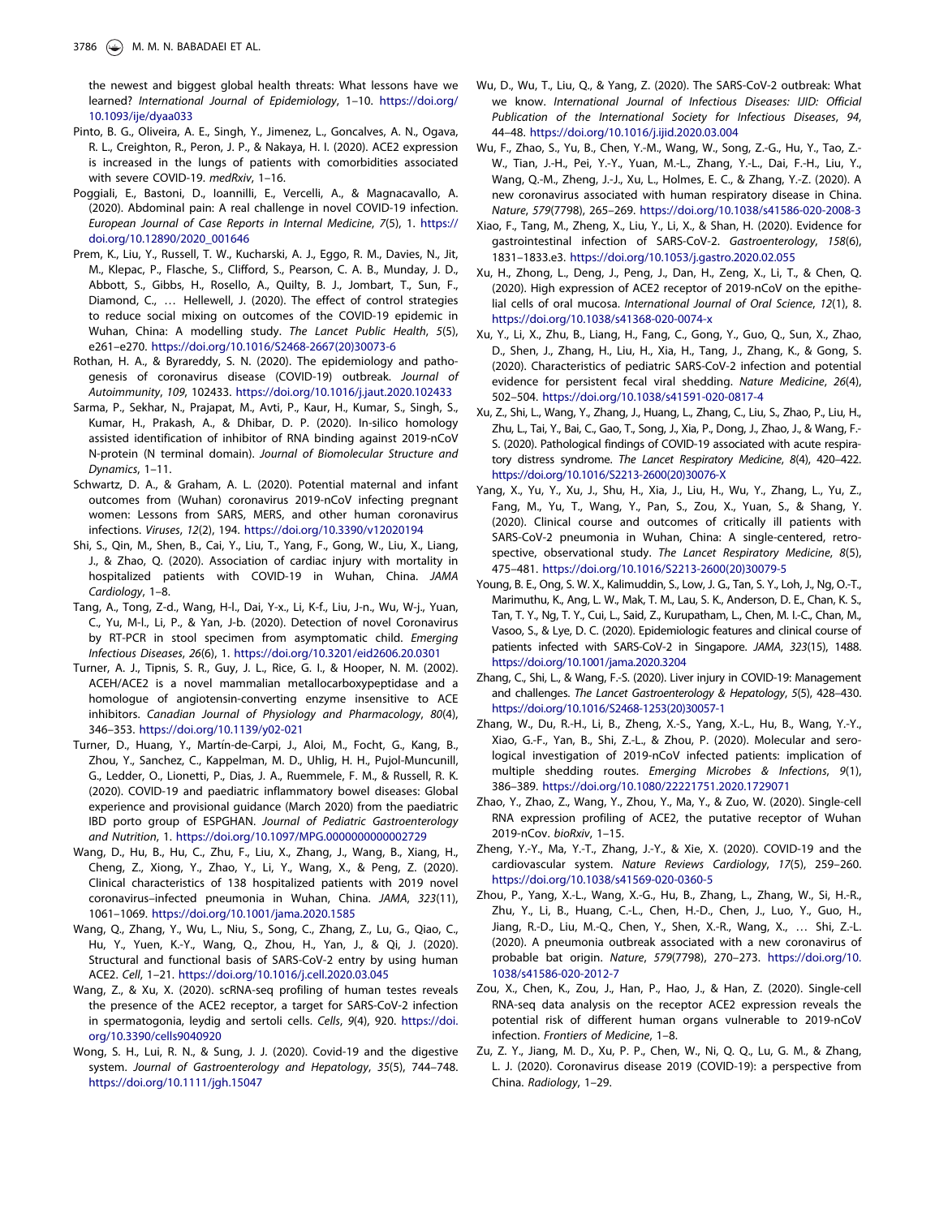the newest and biggest global health threats: What lessons have we learned? *International Journal of Epidemiology*, 1–10. https://doi.org/10.1093/ije/dyaa033

Pinto, B. G., Oliveira, A. E., Singh, Y., Jimenez, L., Goncalves, A. N., Ogava, R. L., Creighton, R., Peron, J. P., & Nakaya, H. I. (2020). ACE2 expression is increased in the lungs of patients with comorbidities associated with severe COVID-19. *medRxiv*, 1–16.

Poggiali, E., Bastoni, D., Ioannilli, E., Vercelli, A., & Magnacavallo, A. (2020). Abdominal pain: A real challenge in novel COVID-19 infection. *European Journal of Case Reports in Internal Medicine*, *7*(5), 1. https://doi.org/10.12890/2020_001646

Prem, K., Liu, Y., Russell, T. W., Kucharski, A. J., Eggo, R. M., Davies, N., Jit, M., Klepac, P., Flasche, S., Clifford, S., Pearson, C. A. B., Munday, J. D., Abbott, S., Gibbs, H., Rosello, A., Quilty, B. J., Jombart, T., Sun, F., Diamond, C., … Hellewell, J. (2020). The effect of control strategies to reduce social mixing on outcomes of the COVID-19 epidemic in Wuhan, China: A modelling study. *The Lancet Public Health*, *5*(5), e261–e270. https://doi.org/10.1016/S2468-2667(20)30073-6

Rothan, H. A., & Byrareddy, S. N. (2020). The epidemiology and pathogenesis of coronavirus disease (COVID-19) outbreak. *Journal of Autoimmunity*, *109*, 102433. https://doi.org/10.1016/j.jaut.2020.102433

Sarma, P., Sekhar, N., Prajapat, M., Avti, P., Kaur, H., Kumar, S., Singh, S., Kumar, H., Prakash, A., & Dhibar, D. P. (2020). In-silico homology assisted identification of inhibitor of RNA binding against 2019-nCoV N-protein (N terminal domain). *Journal of Biomolecular Structure and Dynamics*, 1–11.

Schwartz, D. A., & Graham, A. L. (2020). Potential maternal and infant outcomes from (Wuhan) coronavirus 2019-nCoV infecting pregnant women: Lessons from SARS, MERS, and other human coronavirus infections. *Viruses*, *12*(2), 194. https://doi.org/10.3390/v12020194

Shi, S., Qin, M., Shen, B., Cai, Y., Liu, T., Yang, F., Gong, W., Liu, X., Liang, J., & Zhao, Q. (2020). Association of cardiac injury with mortality in hospitalized patients with COVID-19 in Wuhan, China. *JAMA Cardiology*, 1–8.

Tang, A., Tong, Z-d., Wang, H-l., Dai, Y-x., Li, K-f., Liu, J-n., Wu, W-j., Yuan, C., Yu, M-l., Li, P., & Yan, J-b. (2020). Detection of novel Coronavirus by RT-PCR in stool specimen from asymptomatic child. *Emerging Infectious Diseases*, *26*(6), 1. https://doi.org/10.3201/eid2606.20.0301

Turner, A. J., Tipnis, S. R., Guy, J. L., Rice, G. I., & Hooper, N. M. (2002). ACEH/ACE2 is a novel mammalian metallocarboxypeptidase and a homologue of angiotensin-converting enzyme insensitive to ACE inhibitors. *Canadian Journal of Physiology and Pharmacology*, *80*(4), 346–353. https://doi.org/10.1139/y02-021

Turner, D., Huang, Y., Martín-de-Carpi, J., Aloi, M., Focht, G., Kang, B., Zhou, Y., Sanchez, C., Kappelman, M. D., Uhlig, H. H., Pujol-Muncunill, G., Ledder, O., Lionetti, P., Dias, J. A., Ruemmele, F. M., & Russell, R. K. (2020). COVID-19 and paediatric inflammatory bowel diseases: Global experience and provisional guidance (March 2020) from the paediatric IBD porto group of ESPGHAN. *Journal of Pediatric Gastroenterology and Nutrition*, 1. https://doi.org/10.1097/MPG.0000000000002729

Wang, D., Hu, B., Hu, C., Zhu, F., Liu, X., Zhang, J., Wang, B., Xiang, H., Cheng, Z., Xiong, Y., Zhao, Y., Li, Y., Wang, X., & Peng, Z. (2020). Clinical characteristics of 138 hospitalized patients with 2019 novel coronavirus–infected pneumonia in Wuhan, China. *JAMA*, *323*(11), 1061–1069. https://doi.org/10.1001/jama.2020.1585

Wang, Q., Zhang, Y., Wu, L., Niu, S., Song, C., Zhang, Z., Lu, G., Qiao, C., Hu, Y., Yuen, K.-Y., Wang, Q., Zhou, H., Yan, J., & Qi, J. (2020). Structural and functional basis of SARS-CoV-2 entry by using human ACE2. *Cell*, 1–21. https://doi.org/10.1016/j.cell.2020.03.045

Wang, Z., & Xu, X. (2020). scRNA-seq profiling of human testes reveals the presence of the ACE2 receptor, a target for SARS-CoV-2 infection in spermatogonia, leydig and sertoli cells. *Cells*, *9*(4), 920. https://doi.org/10.3390/cells9040920

Wong, S. H., Lui, R. N., & Sung, J. J. (2020). Covid-19 and the digestive system. *Journal of Gastroenterology and Hepatology*, *35*(5), 744–748. https://doi.org/10.1111/jgh.15047

Wu, D., Wu, T., Liu, Q., & Yang, Z. (2020). The SARS-CoV-2 outbreak: What we know. *International Journal of Infectious Diseases: IJID: Official Publication of the International Society for Infectious Diseases*, *94*, 44–48. https://doi.org/10.1016/j.ijid.2020.03.004

Wu, F., Zhao, S., Yu, B., Chen, Y.-M., Wang, W., Song, Z.-G., Hu, Y., Tao, Z.-W., Tian, J.-H., Pei, Y.-Y., Yuan, M.-L., Zhang, Y.-L., Dai, F.-H., Liu, Y., Wang, Q.-M., Zheng, J.-J., Xu, L., Holmes, E. C., & Zhang, Y.-Z. (2020). A new coronavirus associated with human respiratory disease in China. *Nature*, *579*(7798), 265–269. https://doi.org/10.1038/s41586-020-2008-3

Xiao, F., Tang, M., Zheng, X., Liu, Y., Li, X., & Shan, H. (2020). Evidence for gastrointestinal infection of SARS-CoV-2. *Gastroenterology*, *158*(6), 1831–1833.e3. https://doi.org/10.1053/j.gastro.2020.02.055

Xu, H., Zhong, L., Deng, J., Peng, J., Dan, H., Zeng, X., Li, T., & Chen, Q. (2020). High expression of ACE2 receptor of 2019-nCoV on the epithelial cells of oral mucosa. *International Journal of Oral Science*, *12*(1), 8. https://doi.org/10.1038/s41368-020-0074-x

Xu, Y., Li, X., Zhu, B., Liang, H., Fang, C., Gong, Y., Guo, Q., Sun, X., Zhao, D., Shen, J., Zhang, H., Liu, H., Xia, H., Tang, J., Zhang, K., & Gong, S. (2020). Characteristics of pediatric SARS-CoV-2 infection and potential evidence for persistent fecal viral shedding. *Nature Medicine*, *26*(4), 502–504. https://doi.org/10.1038/s41591-020-0817-4

Xu, Z., Shi, L., Wang, Y., Zhang, J., Huang, L., Zhang, C., Liu, S., Zhao, P., Liu, H., Zhu, L., Tai, Y., Bai, C., Gao, T., Song, J., Xia, P., Dong, J., Zhao, J., & Wang, F.-S. (2020). Pathological findings of COVID-19 associated with acute respiratory distress syndrome. *The Lancet Respiratory Medicine*, *8*(4), 420–422. https://doi.org/10.1016/S2213-2600(20)30076-X

Yang, X., Yu, Y., Xu, J., Shu, H., Xia, J., Liu, H., Wu, Y., Zhang, L., Yu, Z., Fang, M., Yu, T., Wang, Y., Pan, S., Zou, X., Yuan, S., & Shang, Y. (2020). Clinical course and outcomes of critically ill patients with SARS-CoV-2 pneumonia in Wuhan, China: A single-centered, retrospective, observational study. *The Lancet Respiratory Medicine*, *8*(5), 475–481. https://doi.org/10.1016/S2213-2600(20)30079-5

Young, B. E., Ong, S. W. X., Kalimuddin, S., Low, J. G., Tan, S. Y., Loh, J., Ng, O.-T., Marimuthu, K., Ang, L. W., Mak, T. M., Lau, S. K., Anderson, D. E., Chan, K. S., Tan, T. Y., Ng, T. Y., Cui, L., Said, Z., Kurupatham, L., Chen, M. I.-C., Chan, M., Vasoo, S., & Lye, D. C. (2020). Epidemiologic features and clinical course of patients infected with SARS-CoV-2 in Singapore. *JAMA*, *323*(15), 1488. https://doi.org/10.1001/jama.2020.3204

Zhang, C., Shi, L., & Wang, F.-S. (2020). Liver injury in COVID-19: Management and challenges. *The Lancet Gastroenterology & Hepatology*, *5*(5), 428–430. https://doi.org/10.1016/S2468-1253(20)30057-1

Zhang, W., Du, R.-H., Li, B., Zheng, X.-S., Yang, X.-L., Hu, B., Wang, Y.-Y., Xiao, G.-F., Yan, B., Shi, Z.-L., & Zhou, P. (2020). Molecular and serological investigation of 2019-nCoV infected patients: implication of multiple shedding routes. *Emerging Microbes & Infections*, *9*(1), 386–389. https://doi.org/10.1080/22221751.2020.1729071

Zhao, Y., Zhao, Z., Wang, Y., Zhou, Y., Ma, Y., & Zuo, W. (2020). Single-cell RNA expression profiling of ACE2, the putative receptor of Wuhan 2019-nCov. *bioRxiv*, 1–15.

Zheng, Y.-Y., Ma, Y.-T., Zhang, J.-Y., & Xie, X. (2020). COVID-19 and the cardiovascular system. *Nature Reviews Cardiology*, *17*(5), 259–260. https://doi.org/10.1038/s41569-020-0360-5

Zhou, P., Yang, X.-L., Wang, X.-G., Hu, B., Zhang, L., Zhang, W., Si, H.-R., Zhu, Y., Li, B., Huang, C.-L., Chen, H.-D., Chen, J., Luo, Y., Guo, H., Jiang, R.-D., Liu, M.-Q., Chen, Y., Shen, X.-R., Wang, X., … Shi, Z.-L. (2020). A pneumonia outbreak associated with a new coronavirus of probable bat origin. *Nature*, *579*(7798), 270–273. https://doi.org/10.1038/s41586-020-2012-7

Zou, X., Chen, K., Zou, J., Han, P., Hao, J., & Han, Z. (2020). Single-cell RNA-seq data analysis on the receptor ACE2 expression reveals the potential risk of different human organs vulnerable to 2019-nCoV infection. *Frontiers of Medicine*, 1–8.

Zu, Z. Y., Jiang, M. D., Xu, P. P., Chen, W., Ni, Q. Q., Lu, G. M., & Zhang, L. J. (2020). Coronavirus disease 2019 (COVID-19): a perspective from China. *Radiology*, 1–29.